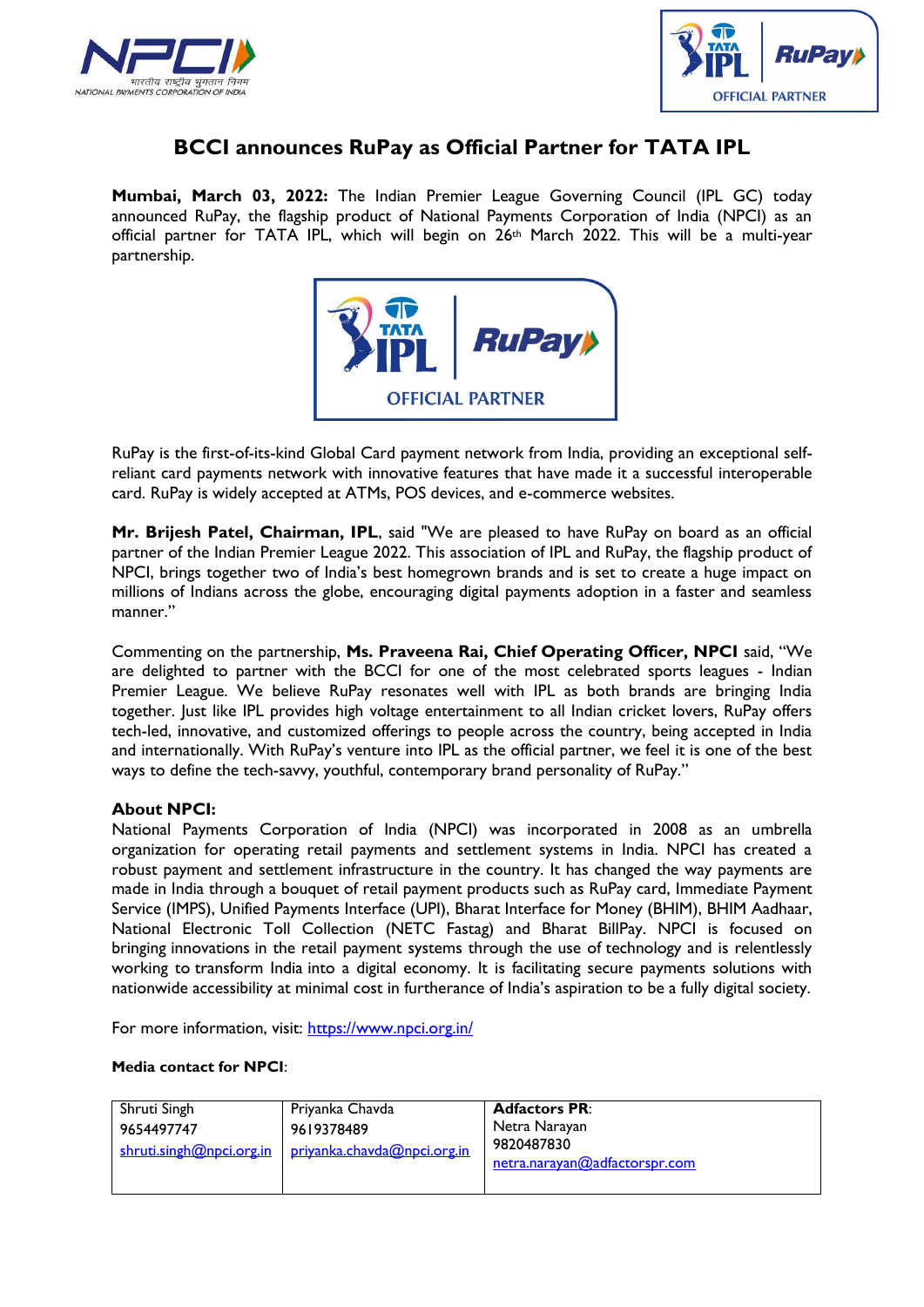# BCCI announces RuPay as Official Partner for TATA IPL

**Mumbai, March 03, 2022:** The Indian Premier League Governing Council (IPL GC) today announced RuPay, the flagship product of National Payments Corporation of India (NPCI) as an official partner for TATA IPL, which will begin on 26th March 2022. This will be a multi-year partnership.

RuPay is the first-of-its-kind Global Card payment network from India, providing an exceptional self-reliant card payments network with innovative features that have made it a successful interoperable card. RuPay is widely accepted at ATMs, POS devices, and e-commerce websites.

**Mr. Brijesh Patel, Chairman, IPL**, said "We are pleased to have RuPay on board as an official partner of the Indian Premier League 2022. This association of IPL and RuPay, the flagship product of NPCI, brings together two of India's best homegrown brands and is set to create a huge impact on millions of Indians across the globe, encouraging digital payments adoption in a faster and seamless manner."

Commenting on the partnership, **Ms. Praveena Rai, Chief Operating Officer, NPCI** said, "We are delighted to partner with the BCCI for one of the most celebrated sports leagues - Indian Premier League. We believe RuPay resonates well with IPL as both brands are bringing India together. Just like IPL provides high voltage entertainment to all Indian cricket lovers, RuPay offers tech-led, innovative, and customized offerings to people across the country, being accepted in India and internationally. With RuPay's venture into IPL as the official partner, we feel it is one of the best ways to define the tech-savvy, youthful, contemporary brand personality of RuPay."

**About NPCI:**

National Payments Corporation of India (NPCI) was incorporated in 2008 as an umbrella organization for operating retail payments and settlement systems in India. NPCI has created a robust payment and settlement infrastructure in the country. It has changed the way payments are made in India through a bouquet of retail payment products such as RuPay card, Immediate Payment Service (IMPS), Unified Payments Interface (UPI), Bharat Interface for Money (BHIM), BHIM Aadhaar, National Electronic Toll Collection (NETC Fastag) and Bharat BillPay. NPCI is focused on bringing innovations in the retail payment systems through the use of technology and is relentlessly working to transform India into a digital economy. It is facilitating secure payments solutions with nationwide accessibility at minimal cost in furtherance of India's aspiration to be a fully digital society.

For more information, visit: https://www.npci.org.in/

**Media contact for NPCI**:

| Shruti Singh<br>9654497747<br>shruti.singh@npci.org.in | Priyanka Chavda<br>9619378489<br>priyanka.chavda@npci.org.in | **Adfactors PR**:<br>Netra Narayan<br>9820487830<br>netra.narayan@adfactorspr.com |
|---|---|---|